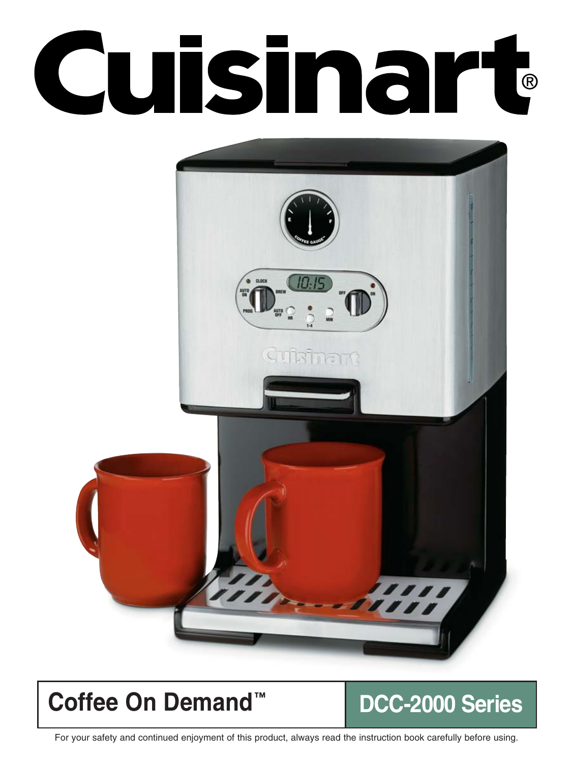# Cuisinart®

## Coffee On Demand™

## DCC-2000 Series

For your safety and continued enjoyment of this product, always read the instruction book carefully before using.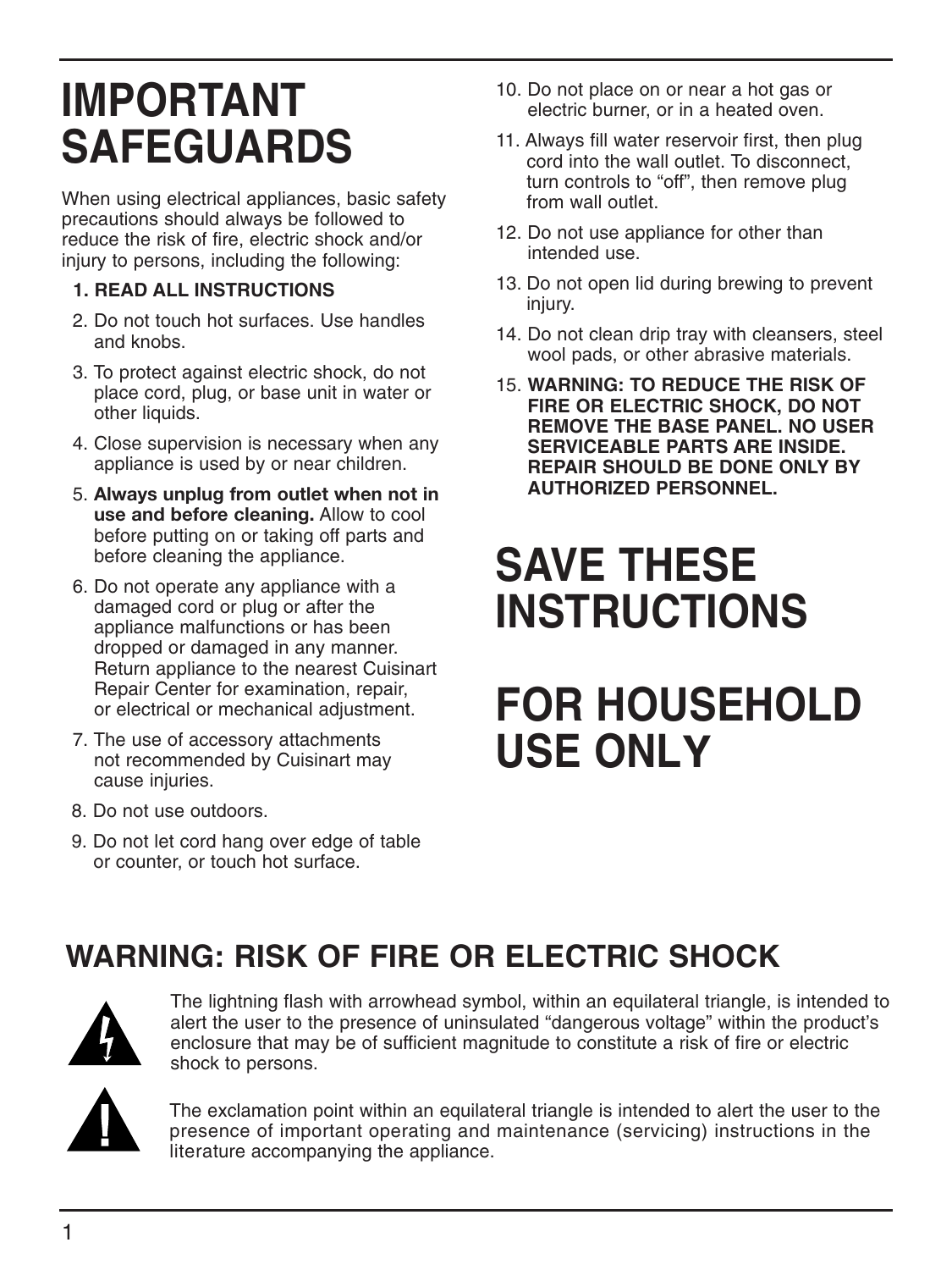# IMPORTANT SAFEGUARDS

When using electrical appliances, basic safety precautions should always be followed to reduce the risk of fire, electric shock and/or injury to persons, including the following:

1. **READ ALL INSTRUCTIONS**
2. Do not touch hot surfaces. Use handles and knobs.
3. To protect against electric shock, do not place cord, plug, or base unit in water or other liquids.
4. Close supervision is necessary when any appliance is used by or near children.
5. **Always unplug from outlet when not in use and before cleaning.** Allow to cool before putting on or taking off parts and before cleaning the appliance.
6. Do not operate any appliance with a damaged cord or plug or after the appliance malfunctions or has been dropped or damaged in any manner. Return appliance to the nearest Cuisinart Repair Center for examination, repair, or electrical or mechanical adjustment.
7. The use of accessory attachments not recommended by Cuisinart may cause injuries.
8. Do not use outdoors.
9. Do not let cord hang over edge of table or counter, or touch hot surface.
10. Do not place on or near a hot gas or electric burner, or in a heated oven.
11. Always fill water reservoir first, then plug cord into the wall outlet. To disconnect, turn controls to "off", then remove plug from wall outlet.
12. Do not use appliance for other than intended use.
13. Do not open lid during brewing to prevent injury.
14. Do not clean drip tray with cleansers, steel wool pads, or other abrasive materials.
15. **WARNING: TO REDUCE THE RISK OF FIRE OR ELECTRIC SHOCK, DO NOT REMOVE THE BASE PANEL. NO USER SERVICEABLE PARTS ARE INSIDE. REPAIR SHOULD BE DONE ONLY BY AUTHORIZED PERSONNEL.**

# SAVE THESE INSTRUCTIONS

# FOR HOUSEHOLD USE ONLY

## WARNING: RISK OF FIRE OR ELECTRIC SHOCK

The lightning flash with arrowhead symbol, within an equilateral triangle, is intended to alert the user to the presence of uninsulated "dangerous voltage" within the product's enclosure that may be of sufficient magnitude to constitute a risk of fire or electric shock to persons.

The exclamation point within an equilateral triangle is intended to alert the user to the presence of important operating and maintenance (servicing) instructions in the literature accompanying the appliance.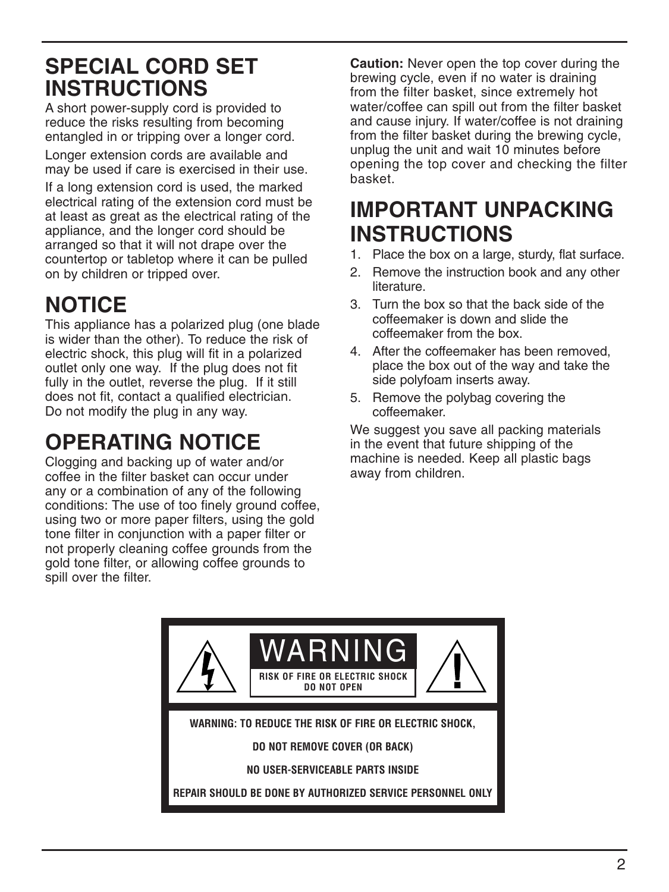# SPECIAL CORD SET INSTRUCTIONS

A short power-supply cord is provided to reduce the risks resulting from becoming entangled in or tripping over a longer cord.

Longer extension cords are available and may be used if care is exercised in their use.

If a long extension cord is used, the marked electrical rating of the extension cord must be at least as great as the electrical rating of the appliance, and the longer cord should be arranged so that it will not drape over the countertop or tabletop where it can be pulled on by children or tripped over.

# NOTICE

This appliance has a polarized plug (one blade is wider than the other). To reduce the risk of electric shock, this plug will fit in a polarized outlet only one way. If the plug does not fit fully in the outlet, reverse the plug. If it still does not fit, contact a qualified electrician. Do not modify the plug in any way.

# OPERATING NOTICE

Clogging and backing up of water and/or coffee in the filter basket can occur under any or a combination of any of the following conditions: The use of too finely ground coffee, using two or more paper filters, using the gold tone filter in conjunction with a paper filter or not properly cleaning coffee grounds from the gold tone filter, or allowing coffee grounds to spill over the filter.

**Caution:** Never open the top cover during the brewing cycle, even if no water is draining from the filter basket, since extremely hot water/coffee can spill out from the filter basket and cause injury. If water/coffee is not draining from the filter basket during the brewing cycle, unplug the unit and wait 10 minutes before opening the top cover and checking the filter basket.

# IMPORTANT UNPACKING INSTRUCTIONS

1. Place the box on a large, sturdy, flat surface.
2. Remove the instruction book and any other literature.
3. Turn the box so that the back side of the coffeemaker is down and slide the coffeemaker from the box.
4. After the coffeemaker has been removed, place the box out of the way and take the side polyfoam inserts away.
5. Remove the polybag covering the coffeemaker.

We suggest you save all packing materials in the event that future shipping of the machine is needed. Keep all plastic bags away from children.

**WARNING**

**RISK OF FIRE OR ELECTRIC SHOCK DO NOT OPEN**

**WARNING: TO REDUCE THE RISK OF FIRE OR ELECTRIC SHOCK,**

**DO NOT REMOVE COVER (OR BACK)**

**NO USER-SERVICEABLE PARTS INSIDE**

**REPAIR SHOULD BE DONE BY AUTHORIZED SERVICE PERSONNEL ONLY**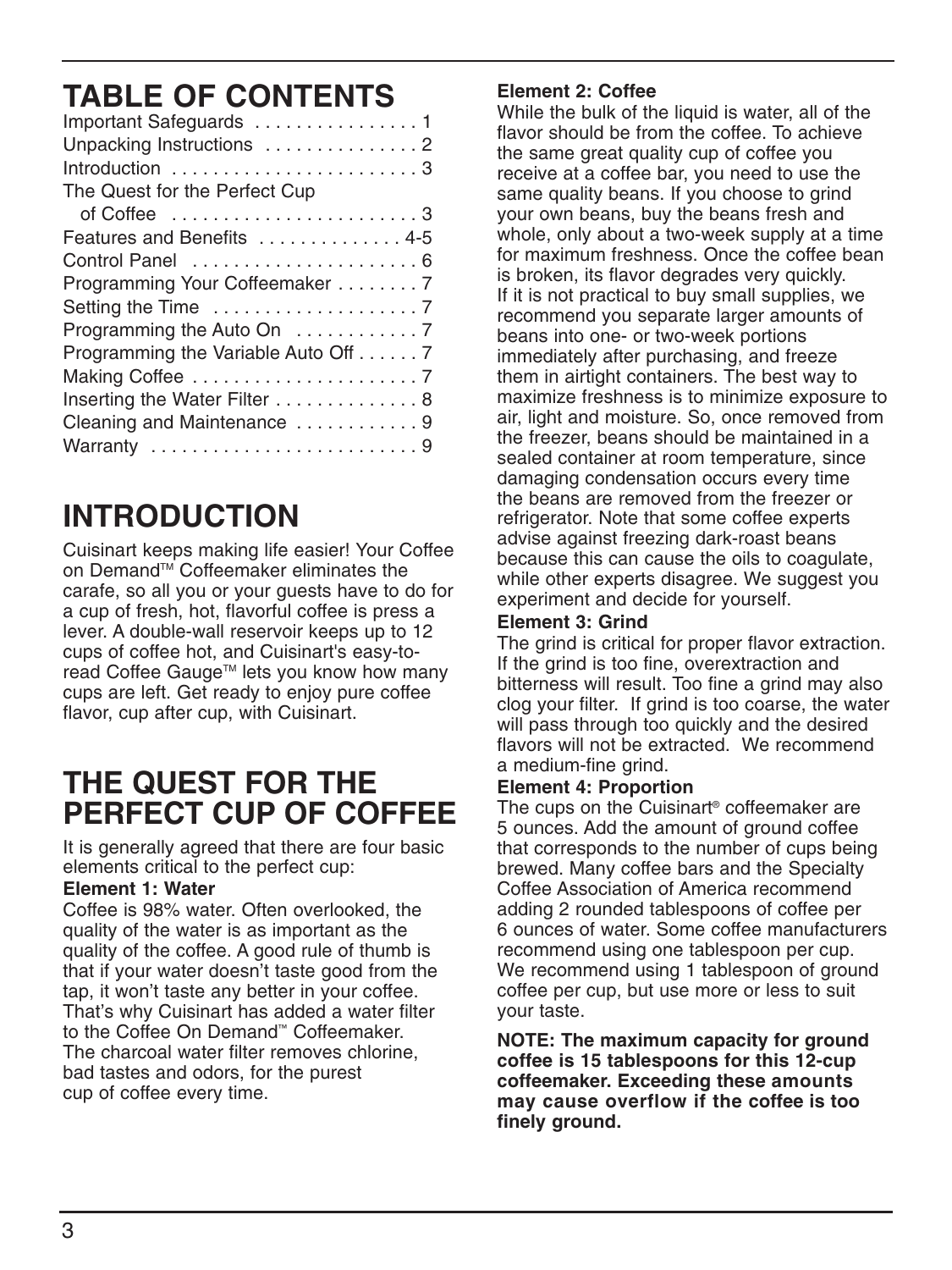# TABLE OF CONTENTS

Important Safeguards . . . . . . . . . . . . . . . . 1
Unpacking Instructions . . . . . . . . . . . . . . . 2
Introduction . . . . . . . . . . . . . . . . . . . . . . . . 3
The Quest for the Perfect Cup of Coffee . . . . . . . . . . . . . . . . . . . . . . . . 3
Features and Benefits . . . . . . . . . . . . . . 4-5
Control Panel . . . . . . . . . . . . . . . . . . . . . . 6
Programming Your Coffeemaker . . . . . . . . 7
Setting the Time . . . . . . . . . . . . . . . . . . . . 7
Programming the Auto On . . . . . . . . . . . . 7
Programming the Variable Auto Off . . . . . . 7
Making Coffee . . . . . . . . . . . . . . . . . . . . . . 7
Inserting the Water Filter . . . . . . . . . . . . . . 8
Cleaning and Maintenance . . . . . . . . . . . . 9
Warranty . . . . . . . . . . . . . . . . . . . . . . . . . . 9

# INTRODUCTION

Cuisinart keeps making life easier! Your Coffee on Demand™ Coffeemaker eliminates the carafe, so all you or your guests have to do for a cup of fresh, hot, flavorful coffee is press a lever. A double-wall reservoir keeps up to 12 cups of coffee hot, and Cuisinart's easy-to-read Coffee Gauge™ lets you know how many cups are left. Get ready to enjoy pure coffee flavor, cup after cup, with Cuisinart.

# THE QUEST FOR THE PERFECT CUP OF COFFEE

It is generally agreed that there are four basic elements critical to the perfect cup:

**Element 1: Water**

Coffee is 98% water. Often overlooked, the quality of the water is as important as the quality of the coffee. A good rule of thumb is that if your water doesn't taste good from the tap, it won't taste any better in your coffee. That's why Cuisinart has added a water filter to the Coffee On Demand™ Coffeemaker. The charcoal water filter removes chlorine, bad tastes and odors, for the purest cup of coffee every time.

**Element 2: Coffee**

While the bulk of the liquid is water, all of the flavor should be from the coffee. To achieve the same great quality cup of coffee you receive at a coffee bar, you need to use the same quality beans. If you choose to grind your own beans, buy the beans fresh and whole, only about a two-week supply at a time for maximum freshness. Once the coffee bean is broken, its flavor degrades very quickly. If it is not practical to buy small supplies, we recommend you separate larger amounts of beans into one- or two-week portions immediately after purchasing, and freeze them in airtight containers. The best way to maximize freshness is to minimize exposure to air, light and moisture. So, once removed from the freezer, beans should be maintained in a sealed container at room temperature, since damaging condensation occurs every time the beans are removed from the freezer or refrigerator. Note that some coffee experts advise against freezing dark-roast beans because this can cause the oils to coagulate, while other experts disagree. We suggest you experiment and decide for yourself.

**Element 3: Grind**

The grind is critical for proper flavor extraction. If the grind is too fine, overextraction and bitterness will result. Too fine a grind may also clog your filter. If grind is too coarse, the water will pass through too quickly and the desired flavors will not be extracted. We recommend a medium-fine grind.

**Element 4: Proportion**

The cups on the Cuisinart® coffeemaker are 5 ounces. Add the amount of ground coffee that corresponds to the number of cups being brewed. Many coffee bars and the Specialty Coffee Association of America recommend adding 2 rounded tablespoons of coffee per 6 ounces of water. Some coffee manufacturers recommend using one tablespoon per cup. We recommend using 1 tablespoon of ground coffee per cup, but use more or less to suit your taste.

**NOTE: The maximum capacity for ground coffee is 15 tablespoons for this 12-cup coffeemaker. Exceeding these amounts may cause overflow if the coffee is too finely ground.**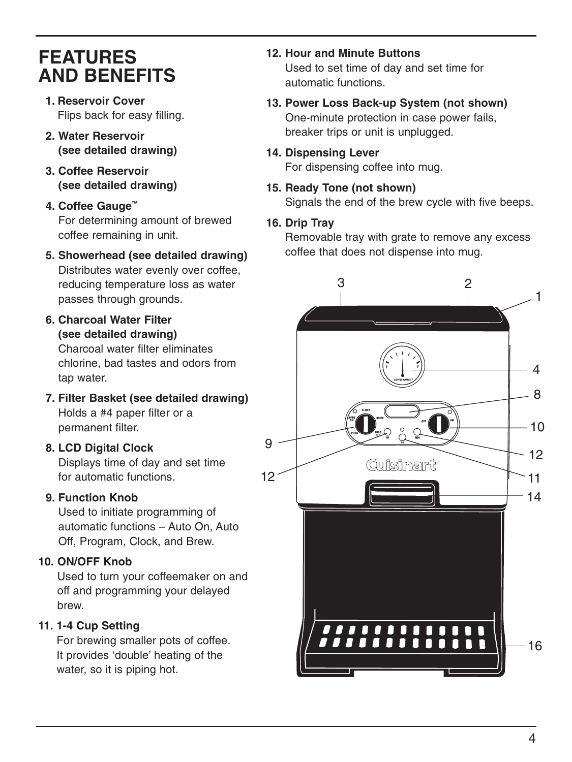# FEATURES AND BENEFITS

1. **Reservoir Cover**
   Flips back for easy filling.
2. **Water Reservoir (see detailed drawing)**
3. **Coffee Reservoir (see detailed drawing)**
4. **Coffee Gauge™**
   For determining amount of brewed coffee remaining in unit.
5. **Showerhead (see detailed drawing)**
   Distributes water evenly over coffee, reducing temperature loss as water passes through grounds.
6. **Charcoal Water Filter (see detailed drawing)**
   Charcoal water filter eliminates chlorine, bad tastes and odors from tap water.
7. **Filter Basket (see detailed drawing)**
   Holds a #4 paper filter or a permanent filter.
8. **LCD Digital Clock**
   Displays time of day and set time for automatic functions.
9. **Function Knob**
   Used to initiate programming of automatic functions – Auto On, Auto Off, Program, Clock, and Brew.
10. **ON/OFF Knob**
    Used to turn your coffeemaker on and off and programming your delayed brew.
11. **1-4 Cup Setting**
    For brewing smaller pots of coffee. It provides 'double' heating of the water, so it is piping hot.
12. **Hour and Minute Buttons**
    Used to set time of day and set time for automatic functions.
13. **Power Loss Back-up System (not shown)**
    One-minute protection in case power fails, breaker trips or unit is unplugged.
14. **Dispensing Lever**
    For dispensing coffee into mug.
15. **Ready Tone (not shown)**
    Signals the end of the brew cycle with five beeps.
16. **Drip Tray**
    Removable tray with grate to remove any excess coffee that does not dispense into mug.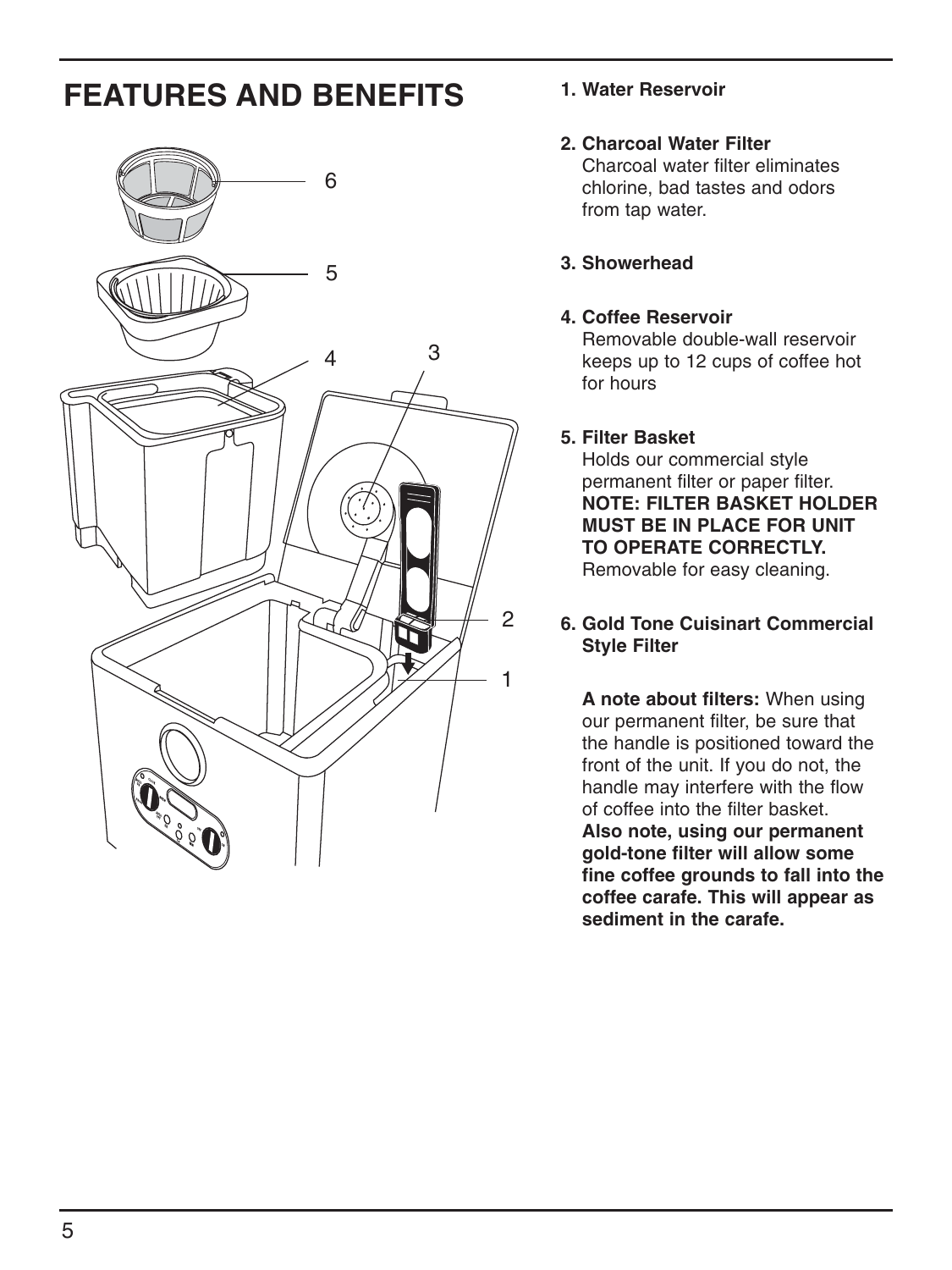# FEATURES AND BENEFITS

1. **Water Reservoir**

2. **Charcoal Water Filter**
   Charcoal water filter eliminates chlorine, bad tastes and odors from tap water.

3. **Showerhead**

4. **Coffee Reservoir**
   Removable double-wall reservoir keeps up to 12 cups of coffee hot for hours

5. **Filter Basket**
   Holds our commercial style permanent filter or paper filter. **NOTE: FILTER BASKET HOLDER MUST BE IN PLACE FOR UNIT TO OPERATE CORRECTLY.** Removable for easy cleaning.

6. **Gold Tone Cuisinart Commercial Style Filter**

   **A note about filters:** When using our permanent filter, be sure that the handle is positioned toward the front of the unit. If you do not, the handle may interfere with the flow of coffee into the filter basket. **Also note, using our permanent gold-tone filter will allow some fine coffee grounds to fall into the coffee carafe. This will appear as sediment in the carafe.**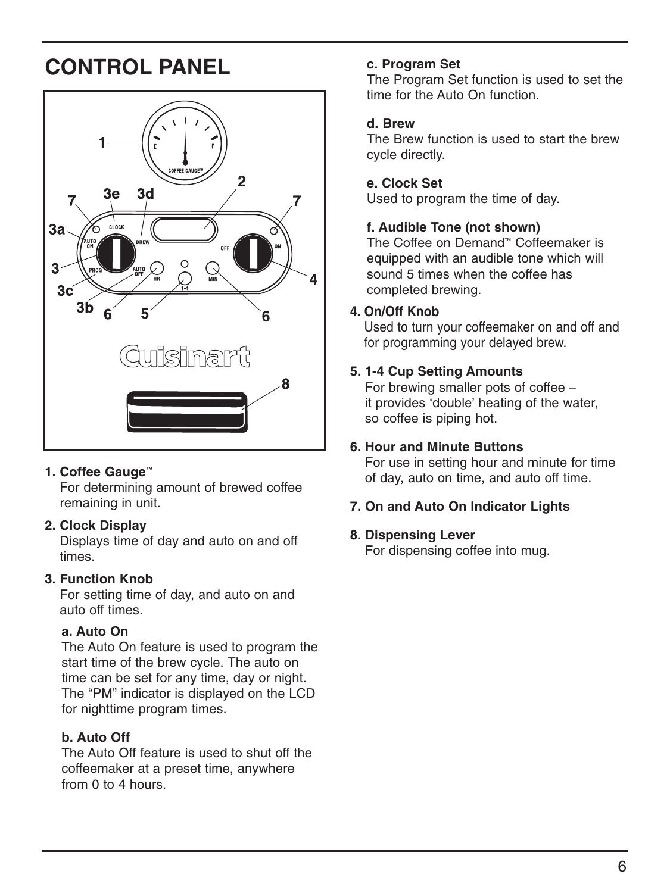# CONTROL PANEL

1. **Coffee Gauge™**
   For determining amount of brewed coffee remaining in unit.

2. **Clock Display**
   Displays time of day and auto on and off times.

3. **Function Knob**
   For setting time of day, and auto on and auto off times.

   **a. Auto On**
   The Auto On feature is used to program the start time of the brew cycle. The auto on time can be set for any time, day or night. The "PM" indicator is displayed on the LCD for nighttime program times.

   **b. Auto Off**
   The Auto Off feature is used to shut off the coffeemaker at a preset time, anywhere from 0 to 4 hours.

   **c. Program Set**
   The Program Set function is used to set the time for the Auto On function.

   **d. Brew**
   The Brew function is used to start the brew cycle directly.

   **e. Clock Set**
   Used to program the time of day.

   **f. Audible Tone (not shown)**
   The Coffee on Demand™ Coffeemaker is equipped with an audible tone which will sound 5 times when the coffee has completed brewing.

4. **On/Off Knob**
   Used to turn your coffeemaker on and off and for programming your delayed brew.

5. **1-4 Cup Setting Amounts**
   For brewing smaller pots of coffee – it provides 'double' heating of the water, so coffee is piping hot.

6. **Hour and Minute Buttons**
   For use in setting hour and minute for time of day, auto on time, and auto off time.

7. **On and Auto On Indicator Lights**

8. **Dispensing Lever**
   For dispensing coffee into mug.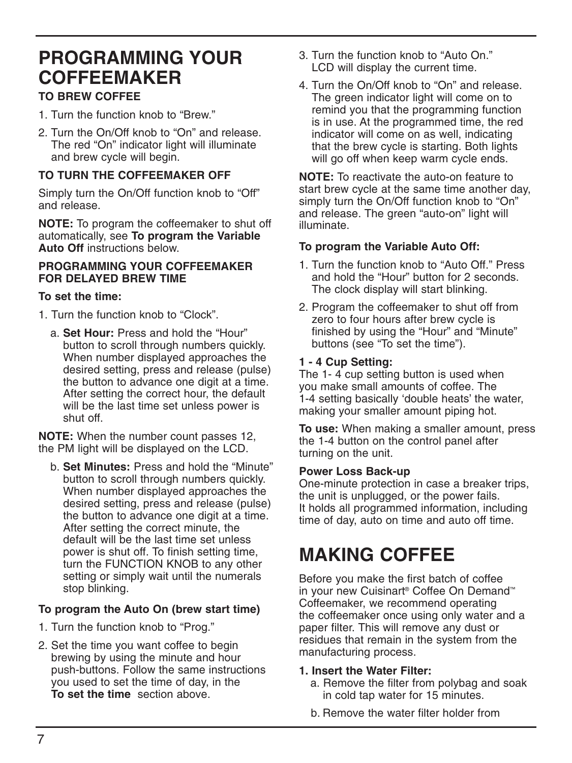# PROGRAMMING YOUR COFFEEMAKER

### TO BREW COFFEE

1. Turn the function knob to “Brew.”
2. Turn the On/Off knob to “On” and release. The red “On” indicator light will illuminate and brew cycle will begin.

### TO TURN THE COFFEEMAKER OFF

Simply turn the On/Off function knob to “Off” and release.

**NOTE:** To program the coffeemaker to shut off automatically, see **To program the Variable Auto Off** instructions below.

### PROGRAMMING YOUR COFFEEMAKER FOR DELAYED BREW TIME

**To set the time:**

1. Turn the function knob to “Clock”.
   a. **Set Hour:** Press and hold the “Hour” button to scroll through numbers quickly. When number displayed approaches the desired setting, press and release (pulse) the button to advance one digit at a time. After setting the correct hour, the default will be the last time set unless power is shut off.

**NOTE:** When the number count passes 12, the PM light will be displayed on the LCD.

   b. **Set Minutes:** Press and hold the “Minute” button to scroll through numbers quickly. When number displayed approaches the desired setting, press and release (pulse) the button to advance one digit at a time. After setting the correct minute, the default will be the last time set unless power is shut off. To finish setting time, turn the FUNCTION KNOB to any other setting or simply wait until the numerals stop blinking.

**To program the Auto On (brew start time)**

1. Turn the function knob to “Prog.”
2. Set the time you want coffee to begin brewing by using the minute and hour push-buttons. Follow the same instructions you used to set the time of day, in the **To set the time** section above.
3. Turn the function knob to “Auto On.” LCD will display the current time.
4. Turn the On/Off knob to “On” and release. The green indicator light will come on to remind you that the programming function is in use. At the programmed time, the red indicator will come on as well, indicating that the brew cycle is starting. Both lights will go off when keep warm cycle ends.

**NOTE:** To reactivate the auto-on feature to start brew cycle at the same time another day, simply turn the On/Off function knob to “On” and release. The green “auto-on” light will illuminate.

**To program the Variable Auto Off:**

1. Turn the function knob to “Auto Off.” Press and hold the “Hour” button for 2 seconds. The clock display will start blinking.
2. Program the coffeemaker to shut off from zero to four hours after brew cycle is finished by using the “Hour” and “Minute” buttons (see “To set the time”).

**1 - 4 Cup Setting:**
The 1- 4 cup setting button is used when you make small amounts of coffee. The 1-4 setting basically ‘double heats’ the water, making your smaller amount piping hot.

**To use:** When making a smaller amount, press the 1-4 button on the control panel after turning on the unit.

**Power Loss Back-up**
One-minute protection in case a breaker trips, the unit is unplugged, or the power fails. It holds all programmed information, including time of day, auto on time and auto off time.

# MAKING COFFEE

Before you make the first batch of coffee in your new Cuisinart® Coffee On Demand™ Coffeemaker, we recommend operating the coffeemaker once using only water and a paper filter. This will remove any dust or residues that remain in the system from the manufacturing process.

**1. Insert the Water Filter:**
   a. Remove the filter from polybag and soak in cold tap water for 15 minutes.
   b. Remove the water filter holder from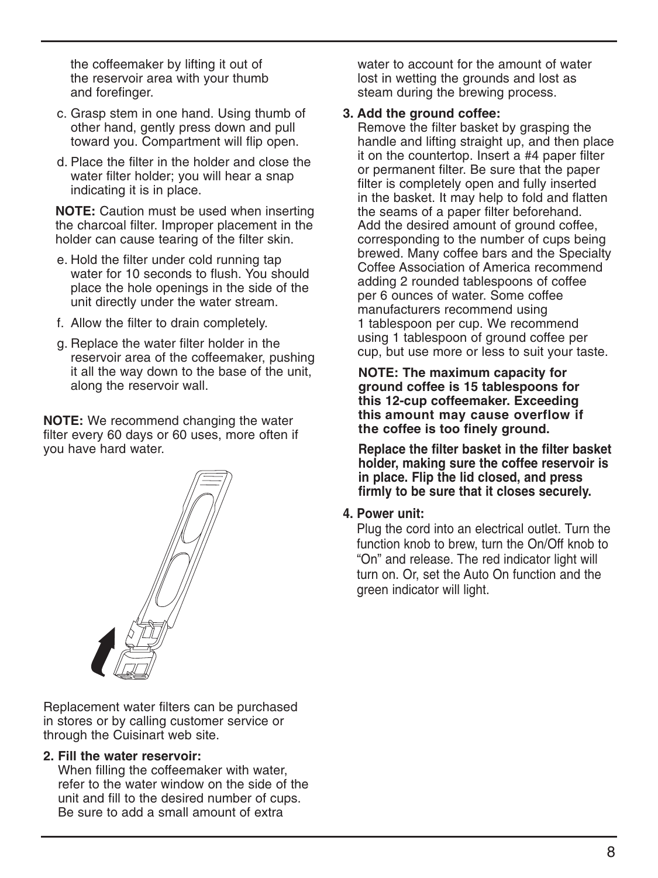the coffeemaker by lifting it out of the reservoir area with your thumb and forefinger.

c. Grasp stem in one hand. Using thumb of other hand, gently press down and pull toward you. Compartment will flip open.

d. Place the filter in the holder and close the water filter holder; you will hear a snap indicating it is in place.

**NOTE:** Caution must be used when inserting the charcoal filter. Improper placement in the holder can cause tearing of the filter skin.

e. Hold the filter under cold running tap water for 10 seconds to flush. You should place the hole openings in the side of the unit directly under the water stream.

f. Allow the filter to drain completely.

g. Replace the water filter holder in the reservoir area of the coffeemaker, pushing it all the way down to the base of the unit, along the reservoir wall.

**NOTE:** We recommend changing the water filter every 60 days or 60 uses, more often if you have hard water.

Replacement water filters can be purchased in stores or by calling customer service or through the Cuisinart web site.

**2. Fill the water reservoir:**
When filling the coffeemaker with water, refer to the water window on the side of the unit and fill to the desired number of cups. Be sure to add a small amount of extra water to account for the amount of water lost in wetting the grounds and lost as steam during the brewing process.

**3. Add the ground coffee:**
Remove the filter basket by grasping the handle and lifting straight up, and then place it on the countertop. Insert a #4 paper filter or permanent filter. Be sure that the paper filter is completely open and fully inserted in the basket. It may help to fold and flatten the seams of a paper filter beforehand. Add the desired amount of ground coffee, corresponding to the number of cups being brewed. Many coffee bars and the Specialty Coffee Association of America recommend adding 2 rounded tablespoons of coffee per 6 ounces of water. Some coffee manufacturers recommend using 1 tablespoon per cup. We recommend using 1 tablespoon of ground coffee per cup, but use more or less to suit your taste.

**NOTE: The maximum capacity for ground coffee is 15 tablespoons for this 12-cup coffeemaker. Exceeding this amount may cause overflow if the coffee is too finely ground.**

**Replace the filter basket in the filter basket holder, making sure the coffee reservoir is in place. Flip the lid closed, and press firmly to be sure that it closes securely.**

**4. Power unit:**
Plug the cord into an electrical outlet. Turn the function knob to brew, turn the On/Off knob to "On" and release. The red indicator light will turn on. Or, set the Auto On function and the green indicator will light.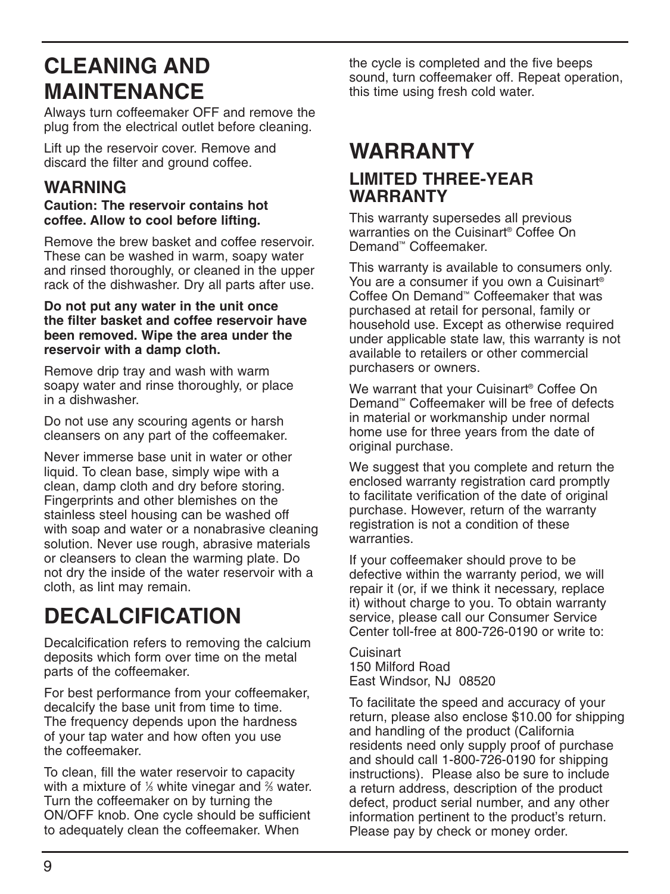# CLEANING AND MAINTENANCE

Always turn coffeemaker OFF and remove the plug from the electrical outlet before cleaning.

Lift up the reservoir cover. Remove and discard the filter and ground coffee.

## WARNING

**Caution: The reservoir contains hot coffee. Allow to cool before lifting.**

Remove the brew basket and coffee reservoir. These can be washed in warm, soapy water and rinsed thoroughly, or cleaned in the upper rack of the dishwasher. Dry all parts after use.

**Do not put any water in the unit once the filter basket and coffee reservoir have been removed. Wipe the area under the reservoir with a damp cloth.**

Remove drip tray and wash with warm soapy water and rinse thoroughly, or place in a dishwasher.

Do not use any scouring agents or harsh cleansers on any part of the coffeemaker.

Never immerse base unit in water or other liquid. To clean base, simply wipe with a clean, damp cloth and dry before storing. Fingerprints and other blemishes on the stainless steel housing can be washed off with soap and water or a nonabrasive cleaning solution. Never use rough, abrasive materials or cleansers to clean the warming plate. Do not dry the inside of the water reservoir with a cloth, as lint may remain.

# DECALCIFICATION

Decalcification refers to removing the calcium deposits which form over time on the metal parts of the coffeemaker.

For best performance from your coffeemaker, decalcify the base unit from time to time. The frequency depends upon the hardness of your tap water and how often you use the coffeemaker.

To clean, fill the water reservoir to capacity with a mixture of ⅓ white vinegar and ⅔ water. Turn the coffeemaker on by turning the ON/OFF knob. One cycle should be sufficient to adequately clean the coffeemaker. When the cycle is completed and the five beeps sound, turn coffeemaker off. Repeat operation, this time using fresh cold water.

# WARRANTY

## LIMITED THREE-YEAR WARRANTY

This warranty supersedes all previous warranties on the Cuisinart® Coffee On Demand™ Coffeemaker.

This warranty is available to consumers only. You are a consumer if you own a Cuisinart® Coffee On Demand™ Coffeemaker that was purchased at retail for personal, family or household use. Except as otherwise required under applicable state law, this warranty is not available to retailers or other commercial purchasers or owners.

We warrant that your Cuisinart® Coffee On Demand™ Coffeemaker will be free of defects in material or workmanship under normal home use for three years from the date of original purchase.

We suggest that you complete and return the enclosed warranty registration card promptly to facilitate verification of the date of original purchase. However, return of the warranty registration is not a condition of these warranties.

If your coffeemaker should prove to be defective within the warranty period, we will repair it (or, if we think it necessary, replace it) without charge to you. To obtain warranty service, please call our Consumer Service Center toll-free at 800-726-0190 or write to:

Cuisinart
150 Milford Road
East Windsor, NJ 08520

To facilitate the speed and accuracy of your return, please also enclose $10.00 for shipping and handling of the product (California residents need only supply proof of purchase and should call 1-800-726-0190 for shipping instructions). Please also be sure to include a return address, description of the product defect, product serial number, and any other information pertinent to the product's return. Please pay by check or money order.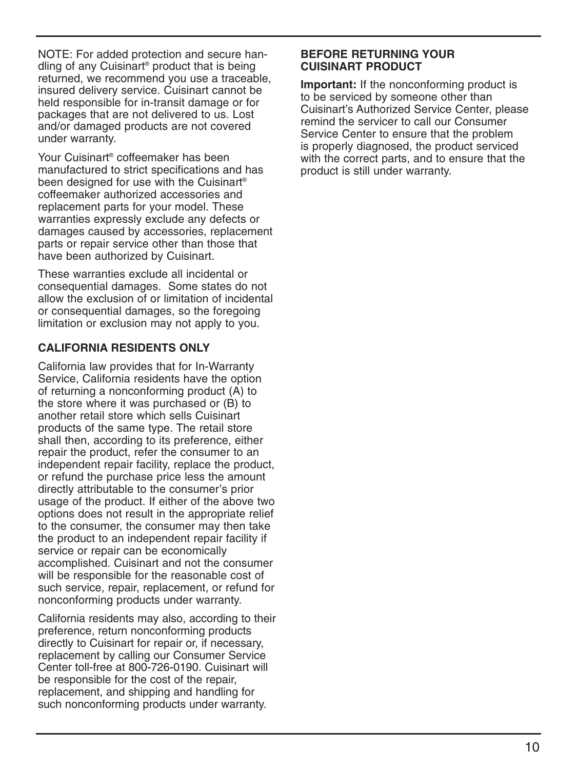NOTE: For added protection and secure handling of any Cuisinart® product that is being returned, we recommend you use a traceable, insured delivery service. Cuisinart cannot be held responsible for in-transit damage or for packages that are not delivered to us. Lost and/or damaged products are not covered under warranty.

Your Cuisinart® coffeemaker has been manufactured to strict specifications and has been designed for use with the Cuisinart® coffeemaker authorized accessories and replacement parts for your model. These warranties expressly exclude any defects or damages caused by accessories, replacement parts or repair service other than those that have been authorized by Cuisinart.

These warranties exclude all incidental or consequential damages. Some states do not allow the exclusion of or limitation of incidental or consequential damages, so the foregoing limitation or exclusion may not apply to you.

**CALIFORNIA RESIDENTS ONLY**

California law provides that for In-Warranty Service, California residents have the option of returning a nonconforming product (A) to the store where it was purchased or (B) to another retail store which sells Cuisinart products of the same type. The retail store shall then, according to its preference, either repair the product, refer the consumer to an independent repair facility, replace the product, or refund the purchase price less the amount directly attributable to the consumer's prior usage of the product. If either of the above two options does not result in the appropriate relief to the consumer, the consumer may then take the product to an independent repair facility if service or repair can be economically accomplished. Cuisinart and not the consumer will be responsible for the reasonable cost of such service, repair, replacement, or refund for nonconforming products under warranty.

California residents may also, according to their preference, return nonconforming products directly to Cuisinart for repair or, if necessary, replacement by calling our Consumer Service Center toll-free at 800-726-0190. Cuisinart will be responsible for the cost of the repair, replacement, and shipping and handling for such nonconforming products under warranty.

**BEFORE RETURNING YOUR CUISINART PRODUCT**

**Important:** If the nonconforming product is to be serviced by someone other than Cuisinart's Authorized Service Center, please remind the servicer to call our Consumer Service Center to ensure that the problem is properly diagnosed, the product serviced with the correct parts, and to ensure that the product is still under warranty.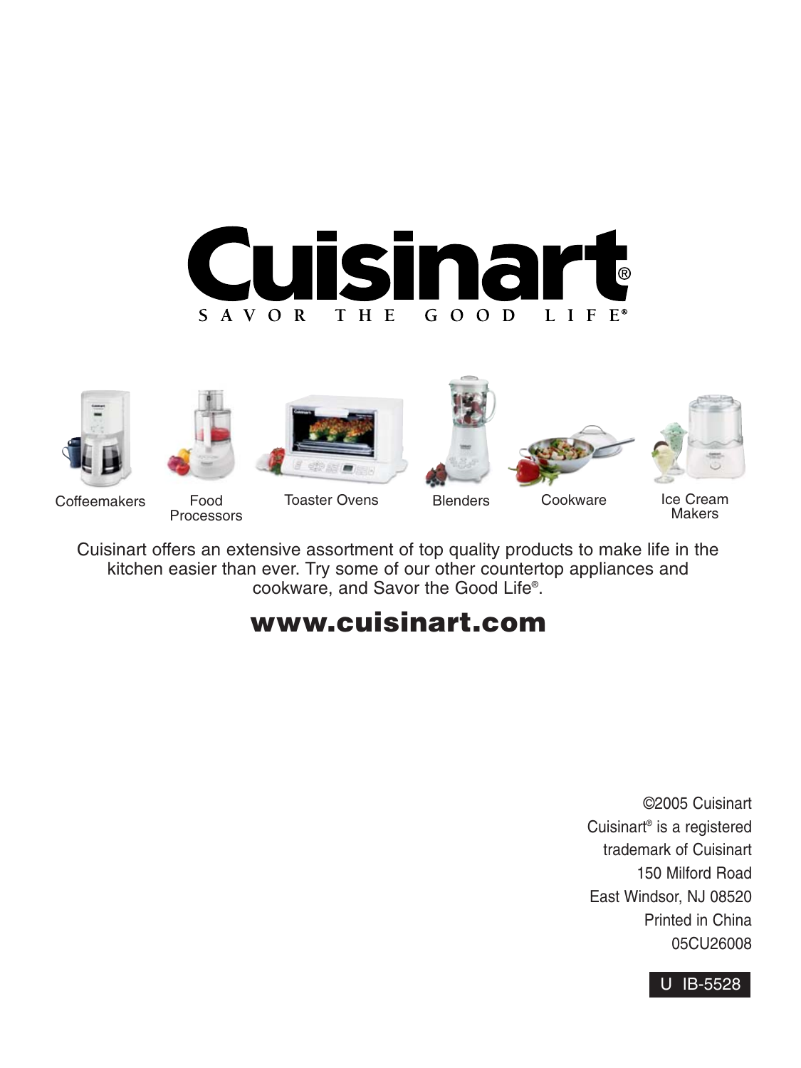# Cuisinart®

SAVOR THE GOOD LIFE®

Coffeemakers | Food Processors | Toaster Ovens | Blenders | Cookware | Ice Cream Makers

Cuisinart offers an extensive assortment of top quality products to make life in the kitchen easier than ever. Try some of our other countertop appliances and cookware, and Savor the Good Life®.

**www.cuisinart.com**

©2005 Cuisinart
Cuisinart® is a registered
trademark of Cuisinart
150 Milford Road
East Windsor, NJ 08520
Printed in China
05CU26008

U IB-5528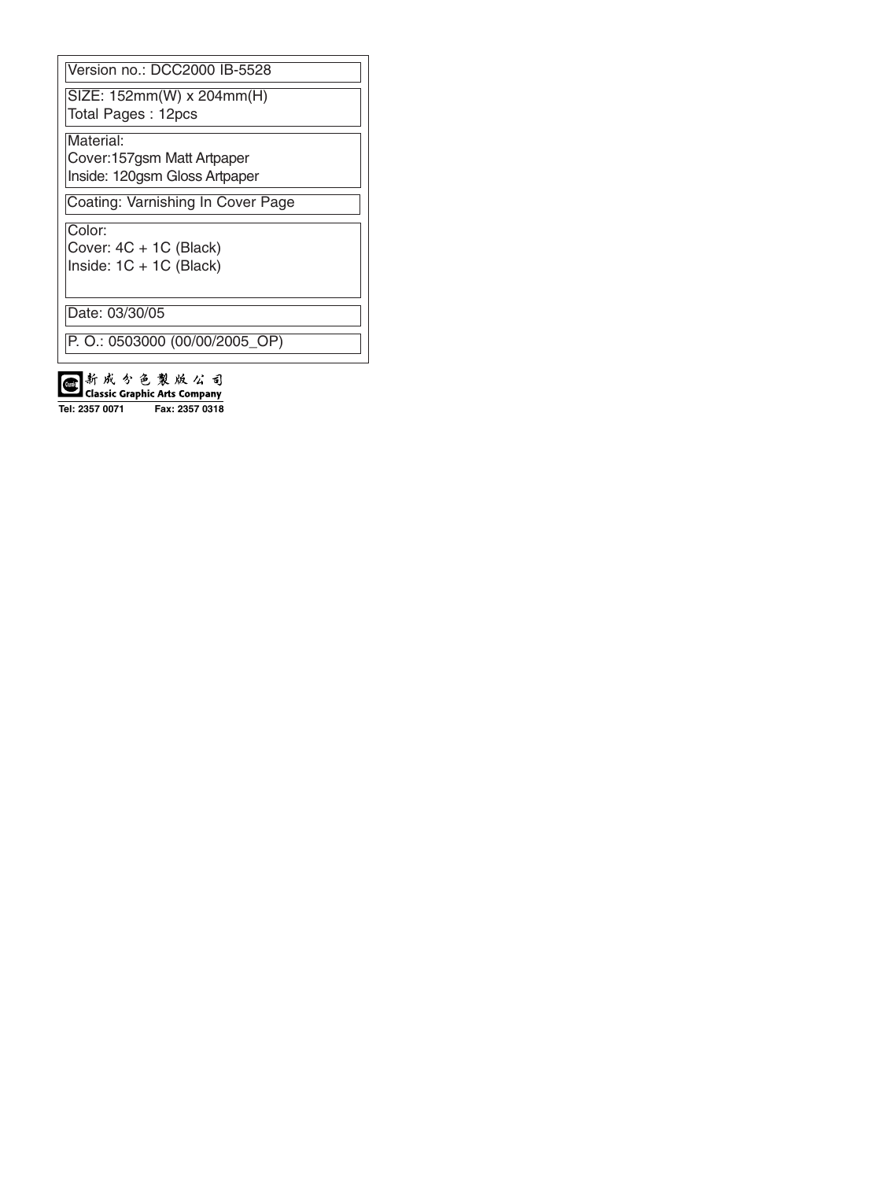Version no.: DCC2000 IB-5528

SIZE: 152mm(W) x 204mm(H)
Total Pages : 12pcs

Material:
Cover:157gsm Matt Artpaper
Inside: 120gsm Gloss Artpaper

Coating: Varnishing In Cover Page

Color:
Cover: 4C + 1C (Black)
Inside: 1C + 1C (Black)

Date: 03/30/05

P. O.: 0503000 (00/00/2005_OP)

新成分色製版公司
Classic Graphic Arts Company
Tel: 2357 0071 Fax: 2357 0318